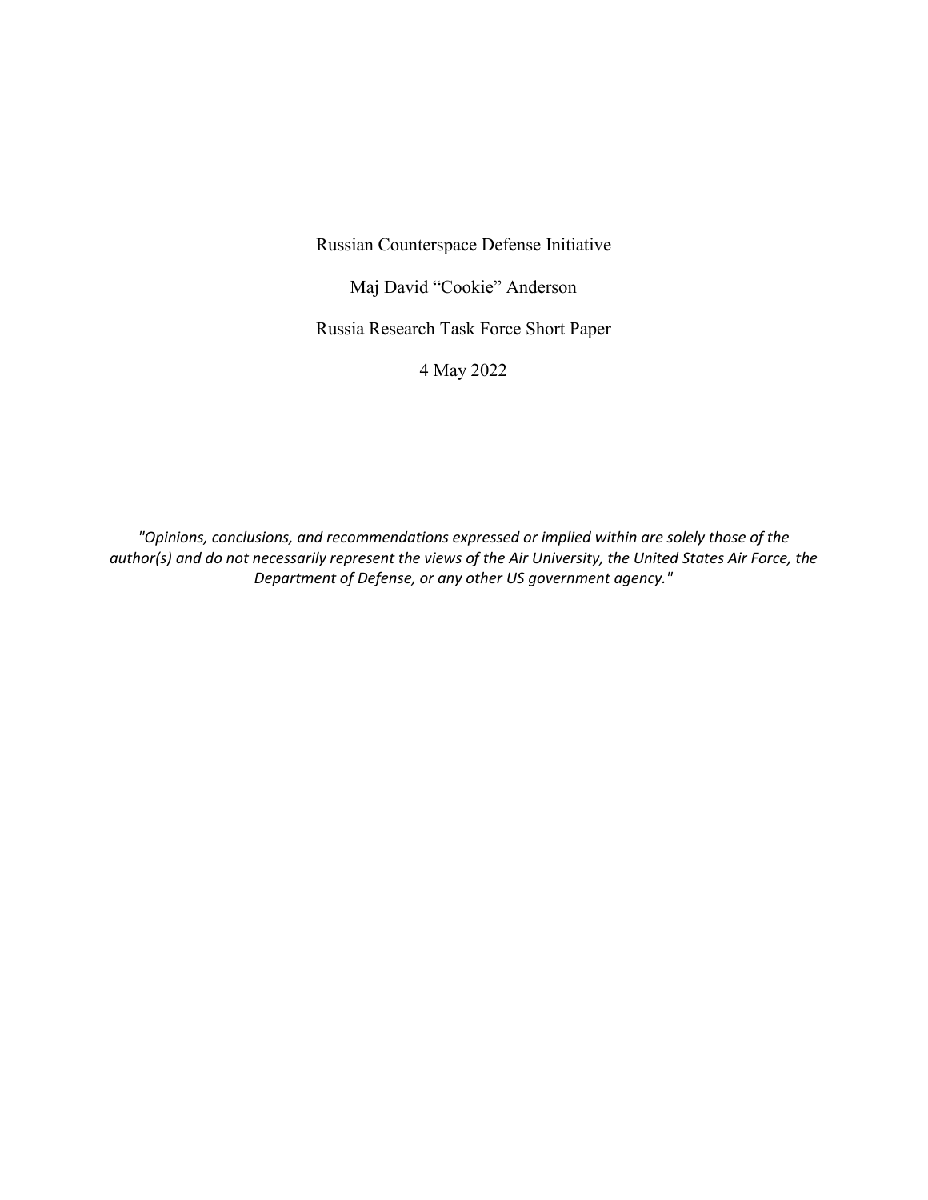# Russian Counterspace Defense Initiative

Maj David "Cookie" Anderson

Russia Research Task Force Short Paper

4 May 2022

*"Opinions, conclusions, and recommendations expressed or implied within are solely those of the author(s) and do not necessarily represent the views of the Air University, the United States Air Force, the Department of Defense, or any other US government agency."*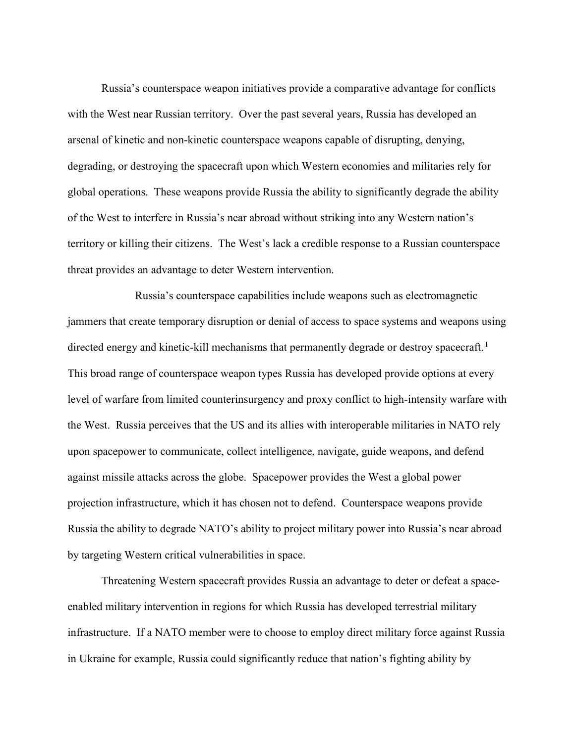Russia's counterspace weapon initiatives provide a comparative advantage for conflicts with the West near Russian territory. Over the past several years, Russia has developed an arsenal of kinetic and non-kinetic counterspace weapons capable of disrupting, denying, degrading, or destroying the spacecraft upon which Western economies and militaries rely for global operations. These weapons provide Russia the ability to significantly degrade the ability of the West to interfere in Russia's near abroad without striking into any Western nation's territory or killing their citizens. The West's lack a credible response to a Russian counterspace threat provides an advantage to deter Western intervention.

Russia's counterspace capabilities include weapons such as electromagnetic jammers that create temporary disruption or denial of access to space systems and weapons using directed energy and kinetic-kill mechanisms that permanently degrade or destroy spacecraft.[1] This broad range of counterspace weapon types Russia has developed provide options at every level of warfare from limited counterinsurgency and proxy conflict to high-intensity warfare with the West. Russia perceives that the US and its allies with interoperable militaries in NATO rely upon spacepower to communicate, collect intelligence, navigate, guide weapons, and defend against missile attacks across the globe. Spacepower provides the West a global power projection infrastructure, which it has chosen not to defend. Counterspace weapons provide Russia the ability to degrade NATO's ability to project military power into Russia's near abroad by targeting Western critical vulnerabilities in space.

Threatening Western spacecraft provides Russia an advantage to deter or defeat a space-enabled military intervention in regions for which Russia has developed terrestrial military infrastructure. If a NATO member were to choose to employ direct military force against Russia in Ukraine for example, Russia could significantly reduce that nation's fighting ability by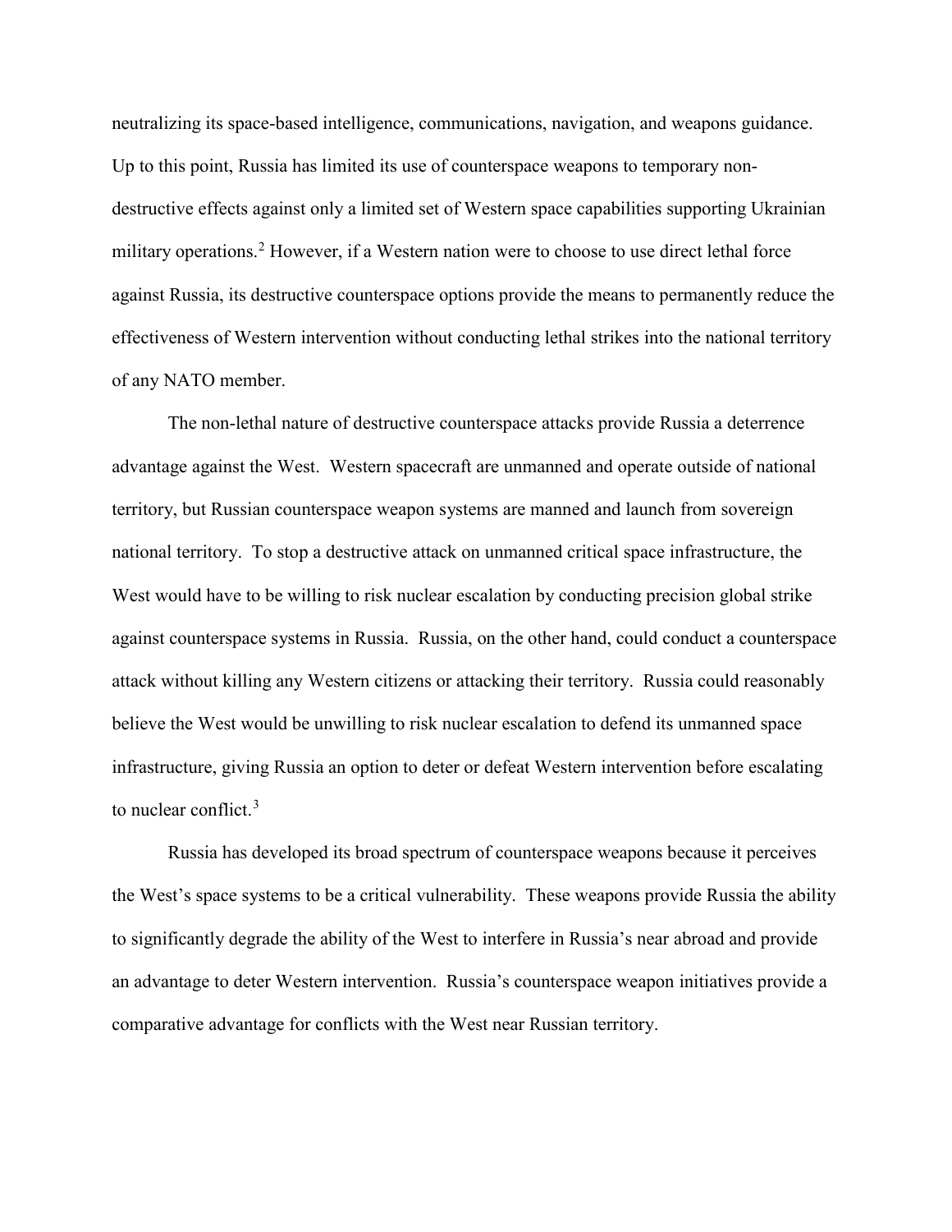neutralizing its space-based intelligence, communications, navigation, and weapons guidance. Up to this point, Russia has limited its use of counterspace weapons to temporary non-destructive effects against only a limited set of Western space capabilities supporting Ukrainian military operations.[2] However, if a Western nation were to choose to use direct lethal force against Russia, its destructive counterspace options provide the means to permanently reduce the effectiveness of Western intervention without conducting lethal strikes into the national territory of any NATO member.

The non-lethal nature of destructive counterspace attacks provide Russia a deterrence advantage against the West. Western spacecraft are unmanned and operate outside of national territory, but Russian counterspace weapon systems are manned and launch from sovereign national territory. To stop a destructive attack on unmanned critical space infrastructure, the West would have to be willing to risk nuclear escalation by conducting precision global strike against counterspace systems in Russia. Russia, on the other hand, could conduct a counterspace attack without killing any Western citizens or attacking their territory. Russia could reasonably believe the West would be unwilling to risk nuclear escalation to defend its unmanned space infrastructure, giving Russia an option to deter or defeat Western intervention before escalating to nuclear conflict.[3]

Russia has developed its broad spectrum of counterspace weapons because it perceives the West's space systems to be a critical vulnerability. These weapons provide Russia the ability to significantly degrade the ability of the West to interfere in Russia's near abroad and provide an advantage to deter Western intervention. Russia's counterspace weapon initiatives provide a comparative advantage for conflicts with the West near Russian territory.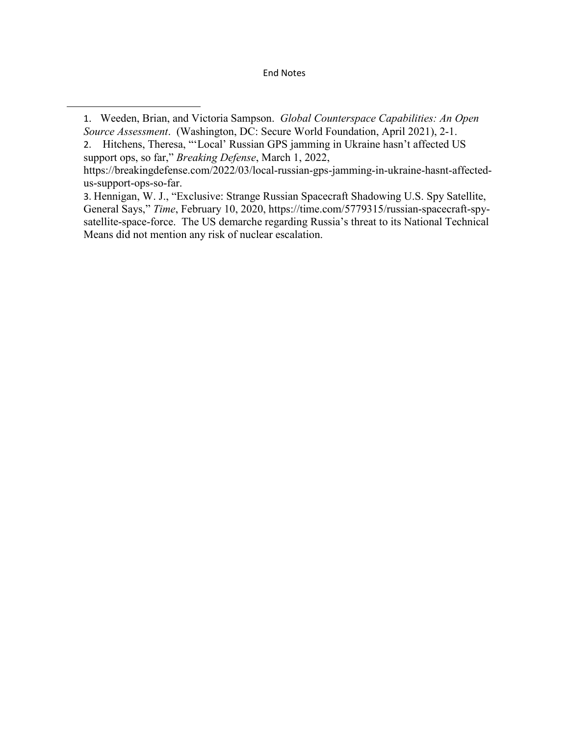End Notes

1. Weeden, Brian, and Victoria Sampson. *Global Counterspace Capabilities: An Open Source Assessment*. (Washington, DC: Secure World Foundation, April 2021), 2-1.

2. Hitchens, Theresa, "'Local' Russian GPS jamming in Ukraine hasn't affected US support ops, so far," *Breaking Defense*, March 1, 2022, https://breakingdefense.com/2022/03/local-russian-gps-jamming-in-ukraine-hasnt-affected-us-support-ops-so-far.

3. Hennigan, W. J., "Exclusive: Strange Russian Spacecraft Shadowing U.S. Spy Satellite, General Says," *Time*, February 10, 2020, https://time.com/5779315/russian-spacecraft-spy-satellite-space-force. The US demarche regarding Russia's threat to its National Technical Means did not mention any risk of nuclear escalation.